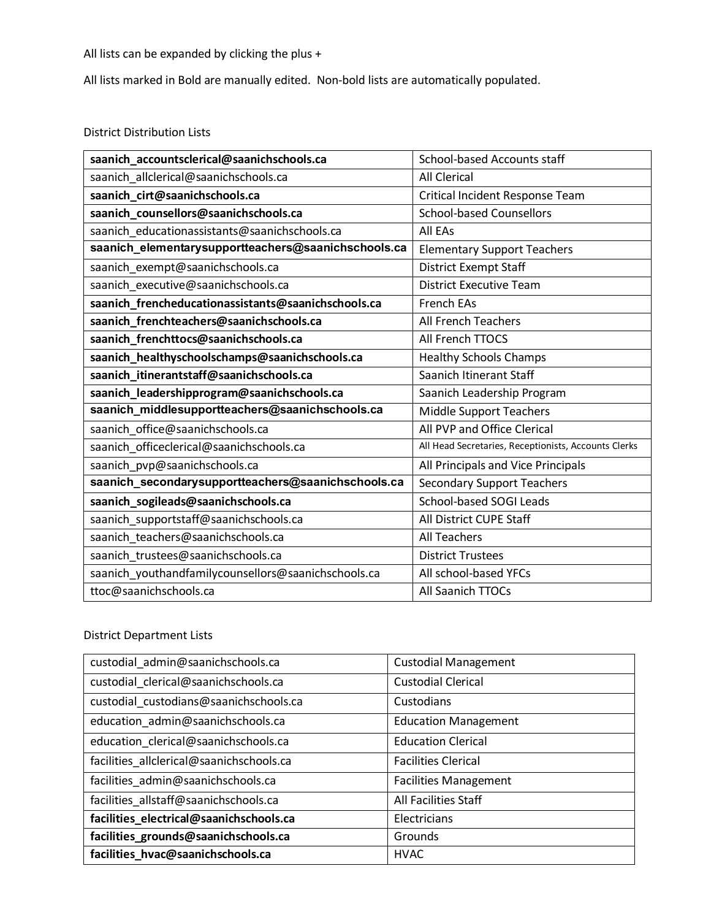All lists can be expanded by clicking the plus +

All lists marked in Bold are manually edited. Non-bold lists are automatically populated.

District Distribution Lists

| | |
|---|---|
| **saanich_accountsclerical@saanichschools.ca** | School-based Accounts staff |
| saanich_allclerical@saanichschools.ca | All Clerical |
| **saanich_cirt@saanichschools.ca** | Critical Incident Response Team |
| **saanich_counsellors@saanichschools.ca** | School-based Counsellors |
| saanich_educationassistants@saanichschools.ca | All EAs |
| **saanich_elementarysupportteachers@saanichschools.ca** | Elementary Support Teachers |
| saanich_exempt@saanichschools.ca | District Exempt Staff |
| saanich_executive@saanichschools.ca | District Executive Team |
| **saanich_frencheducationassistants@saanichschools.ca** | French EAs |
| **saanich_frenchteachers@saanichschools.ca** | All French Teachers |
| **saanich_frenchttocs@saanichschools.ca** | All French TTOCS |
| **saanich_healthyschoolschamps@saanichschools.ca** | Healthy Schools Champs |
| **saanich_itinerantstaff@saanichschools.ca** | Saanich Itinerant Staff |
| **saanich_leadershipprogram@saanichschools.ca** | Saanich Leadership Program |
| **saanich_middlesupportteachers@saanichschools.ca** | Middle Support Teachers |
| saanich_office@saanichschools.ca | All PVP and Office Clerical |
| saanich_officeclerical@saanichschools.ca | All Head Secretaries, Receptionists, Accounts Clerks |
| saanich_pvp@saanichschools.ca | All Principals and Vice Principals |
| **saanich_secondarysupportteachers@saanichschools.ca** | Secondary Support Teachers |
| **saanich_sogileads@saanichschools.ca** | School-based SOGI Leads |
| saanich_supportstaff@saanichschools.ca | All District CUPE Staff |
| saanich_teachers@saanichschools.ca | All Teachers |
| saanich_trustees@saanichschools.ca | District Trustees |
| saanich_youthandfamilycounsellors@saanichschools.ca | All school-based YFCs |
| ttoc@saanichschools.ca | All Saanich TTOCs |

District Department Lists

| | |
|---|---|
| custodial_admin@saanichschools.ca | Custodial Management |
| custodial_clerical@saanichschools.ca | Custodial Clerical |
| custodial_custodians@saanichschools.ca | Custodians |
| education_admin@saanichschools.ca | Education Management |
| education_clerical@saanichschools.ca | Education Clerical |
| facilities_allclerical@saanichschools.ca | Facilities Clerical |
| facilities_admin@saanichschools.ca | Facilities Management |
| facilities_allstaff@saanichschools.ca | All Facilities Staff |
| **facilities_electrical@saanichschools.ca** | Electricians |
| **facilities_grounds@saanichschools.ca** | Grounds |
| **facilities_hvac@saanichschools.ca** | HVAC |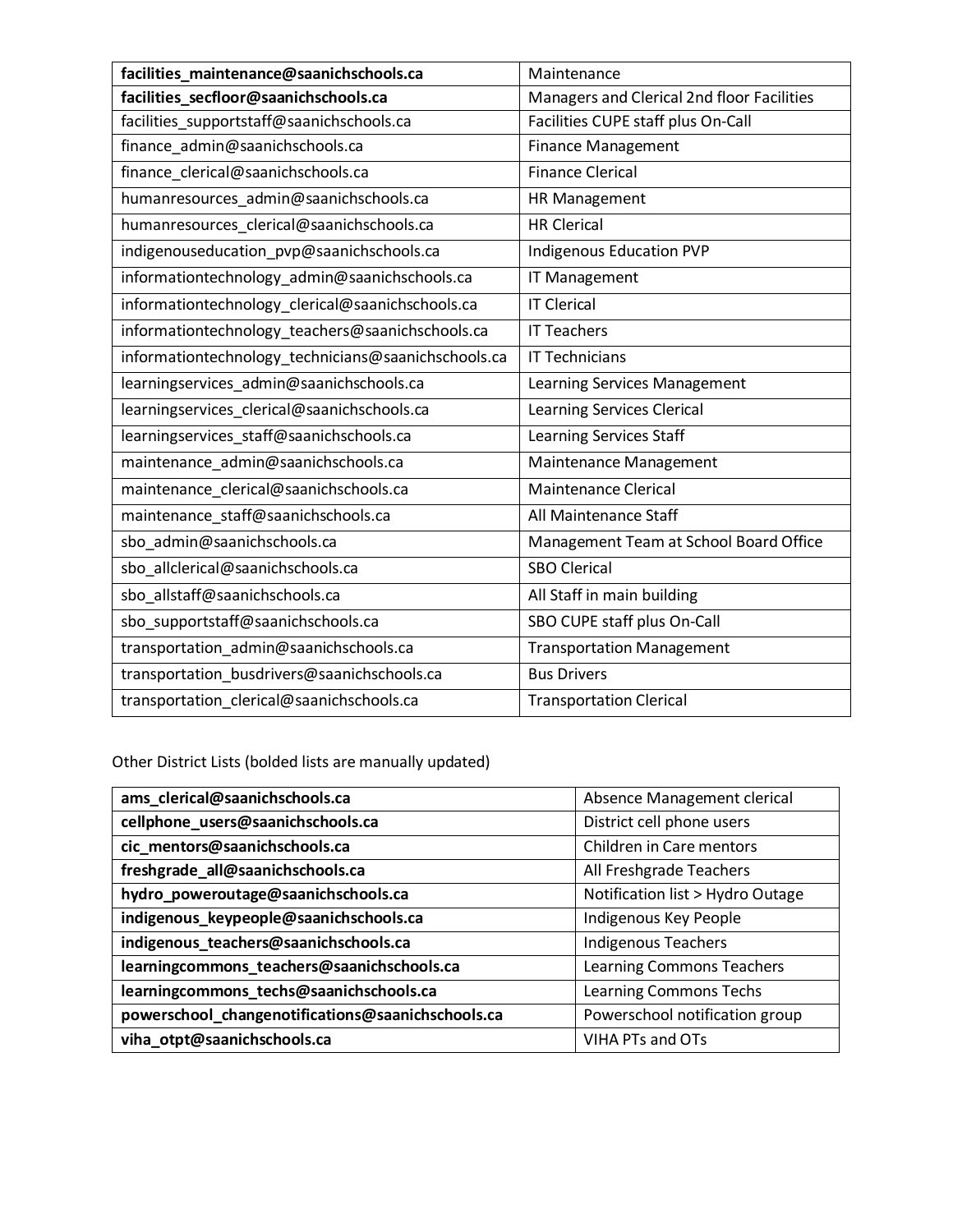| | |
|---|---|
| **facilities_maintenance@saanichschools.ca** | Maintenance |
| **facilities_secfloor@saanichschools.ca** | Managers and Clerical 2nd floor Facilities |
| facilities_supportstaff@saanichschools.ca | Facilities CUPE staff plus On-Call |
| finance_admin@saanichschools.ca | Finance Management |
| finance_clerical@saanichschools.ca | Finance Clerical |
| humanresources_admin@saanichschools.ca | HR Management |
| humanresources_clerical@saanichschools.ca | HR Clerical |
| indigenouseducation_pvp@saanichschools.ca | Indigenous Education PVP |
| informationtechnology_admin@saanichschools.ca | IT Management |
| informationtechnology_clerical@saanichschools.ca | IT Clerical |
| informationtechnology_teachers@saanichschools.ca | IT Teachers |
| informationtechnology_technicians@saanichschools.ca | IT Technicians |
| learningservices_admin@saanichschools.ca | Learning Services Management |
| learningservices_clerical@saanichschools.ca | Learning Services Clerical |
| learningservices_staff@saanichschools.ca | Learning Services Staff |
| maintenance_admin@saanichschools.ca | Maintenance Management |
| maintenance_clerical@saanichschools.ca | Maintenance Clerical |
| maintenance_staff@saanichschools.ca | All Maintenance Staff |
| sbo_admin@saanichschools.ca | Management Team at School Board Office |
| sbo_allclerical@saanichschools.ca | SBO Clerical |
| sbo_allstaff@saanichschools.ca | All Staff in main building |
| sbo_supportstaff@saanichschools.ca | SBO CUPE staff plus On-Call |
| transportation_admin@saanichschools.ca | Transportation Management |
| transportation_busdrivers@saanichschools.ca | Bus Drivers |
| transportation_clerical@saanichschools.ca | Transportation Clerical |

Other District Lists (bolded lists are manually updated)

| | |
|---|---|
| **ams_clerical@saanichschools.ca** | Absence Management clerical |
| **cellphone_users@saanichschools.ca** | District cell phone users |
| **cic_mentors@saanichschools.ca** | Children in Care mentors |
| **freshgrade_all@saanichschools.ca** | All Freshgrade Teachers |
| **hydro_poweroutage@saanichschools.ca** | Notification list > Hydro Outage |
| **indigenous_keypeople@saanichschools.ca** | Indigenous Key People |
| **indigenous_teachers@saanichschools.ca** | Indigenous Teachers |
| **learningcommons_teachers@saanichschools.ca** | Learning Commons Teachers |
| **learningcommons_techs@saanichschools.ca** | Learning Commons Techs |
| **powerschool_changenotifications@saanichschools.ca** | Powerschool notification group |
| **viha_otpt@saanichschools.ca** | VIHA PTs and OTs |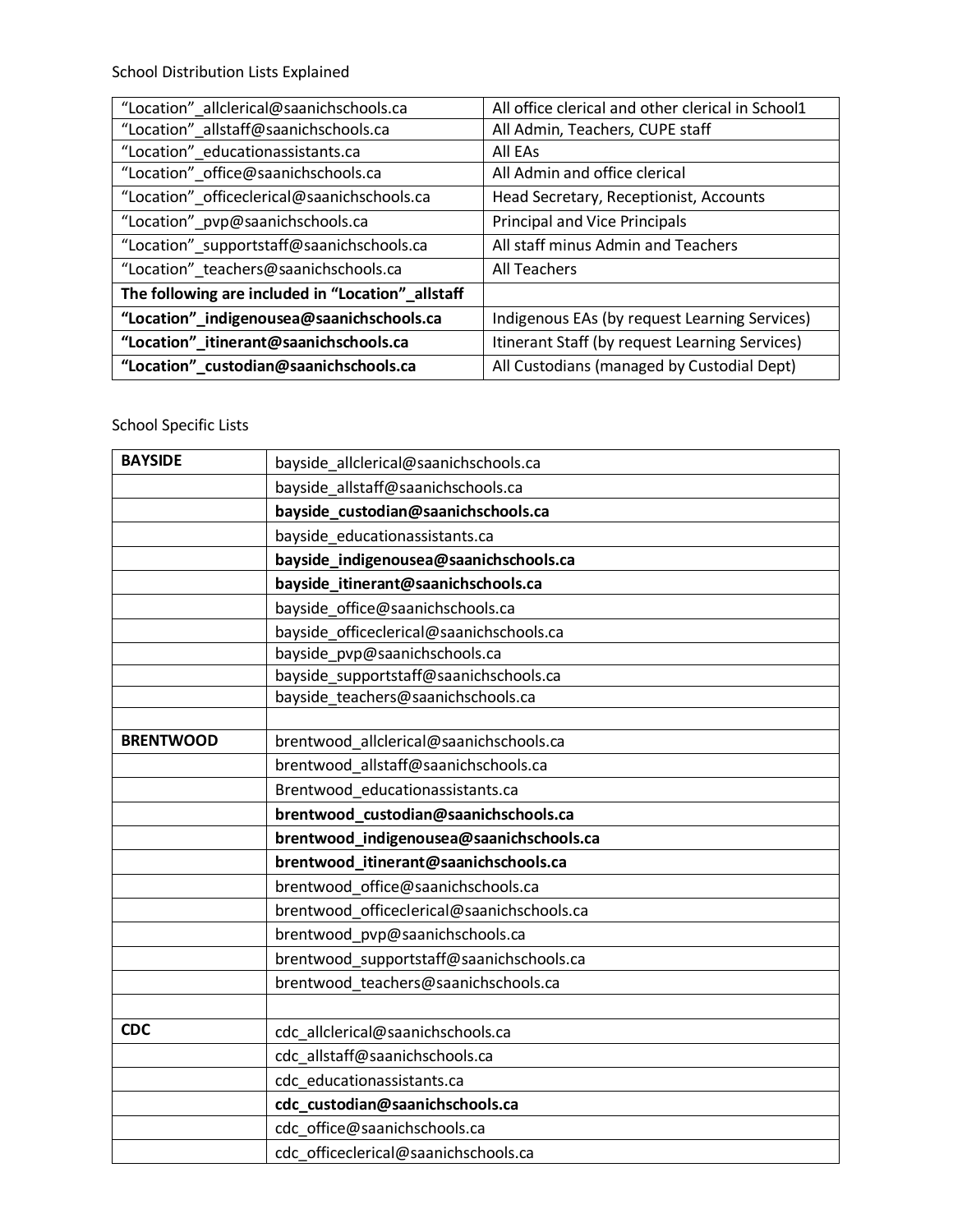School Distribution Lists Explained

| | |
|---|---|
| "Location"_allclerical@saanichschools.ca | All office clerical and other clerical in School1 |
| "Location"_allstaff@saanichschools.ca | All Admin, Teachers, CUPE staff |
| "Location"_educationassistants.ca | All EAs |
| "Location"_office@saanichschools.ca | All Admin and office clerical |
| "Location"_officeclerical@saanichschools.ca | Head Secretary, Receptionist, Accounts |
| "Location"_pvp@saanichschools.ca | Principal and Vice Principals |
| "Location"_supportstaff@saanichschools.ca | All staff minus Admin and Teachers |
| "Location"_teachers@saanichschools.ca | All Teachers |
| **The following are included in "Location"_allstaff** | |
| **"Location"_indigenousea@saanichschools.ca** | Indigenous EAs (by request Learning Services) |
| **"Location"_itinerant@saanichschools.ca** | Itinerant Staff (by request Learning Services) |
| **"Location"_custodian@saanichschools.ca** | All Custodians (managed by Custodial Dept) |

School Specific Lists

| | |
|---|---|
| **BAYSIDE** | bayside_allclerical@saanichschools.ca |
| | bayside_allstaff@saanichschools.ca |
| | **bayside_custodian@saanichschools.ca** |
| | bayside_educationassistants.ca |
| | **bayside_indigenousea@saanichschools.ca** |
| | **bayside_itinerant@saanichschools.ca** |
| | bayside_office@saanichschools.ca |
| | bayside_officeclerical@saanichschools.ca |
| | bayside_pvp@saanichschools.ca |
| | bayside_supportstaff@saanichschools.ca |
| | bayside_teachers@saanichschools.ca |
| | |
| **BRENTWOOD** | brentwood_allclerical@saanichschools.ca |
| | brentwood_allstaff@saanichschools.ca |
| | Brentwood_educationassistants.ca |
| | **brentwood_custodian@saanichschools.ca** |
| | **brentwood_indigenousea@saanichschools.ca** |
| | **brentwood_itinerant@saanichschools.ca** |
| | brentwood_office@saanichschools.ca |
| | brentwood_officeclerical@saanichschools.ca |
| | brentwood_pvp@saanichschools.ca |
| | brentwood_supportstaff@saanichschools.ca |
| | brentwood_teachers@saanichschools.ca |
| | |
| **CDC** | cdc_allclerical@saanichschools.ca |
| | cdc_allstaff@saanichschools.ca |
| | cdc_educationassistants.ca |
| | **cdc_custodian@saanichschools.ca** |
| | cdc_office@saanichschools.ca |
| | cdc_officeclerical@saanichschools.ca |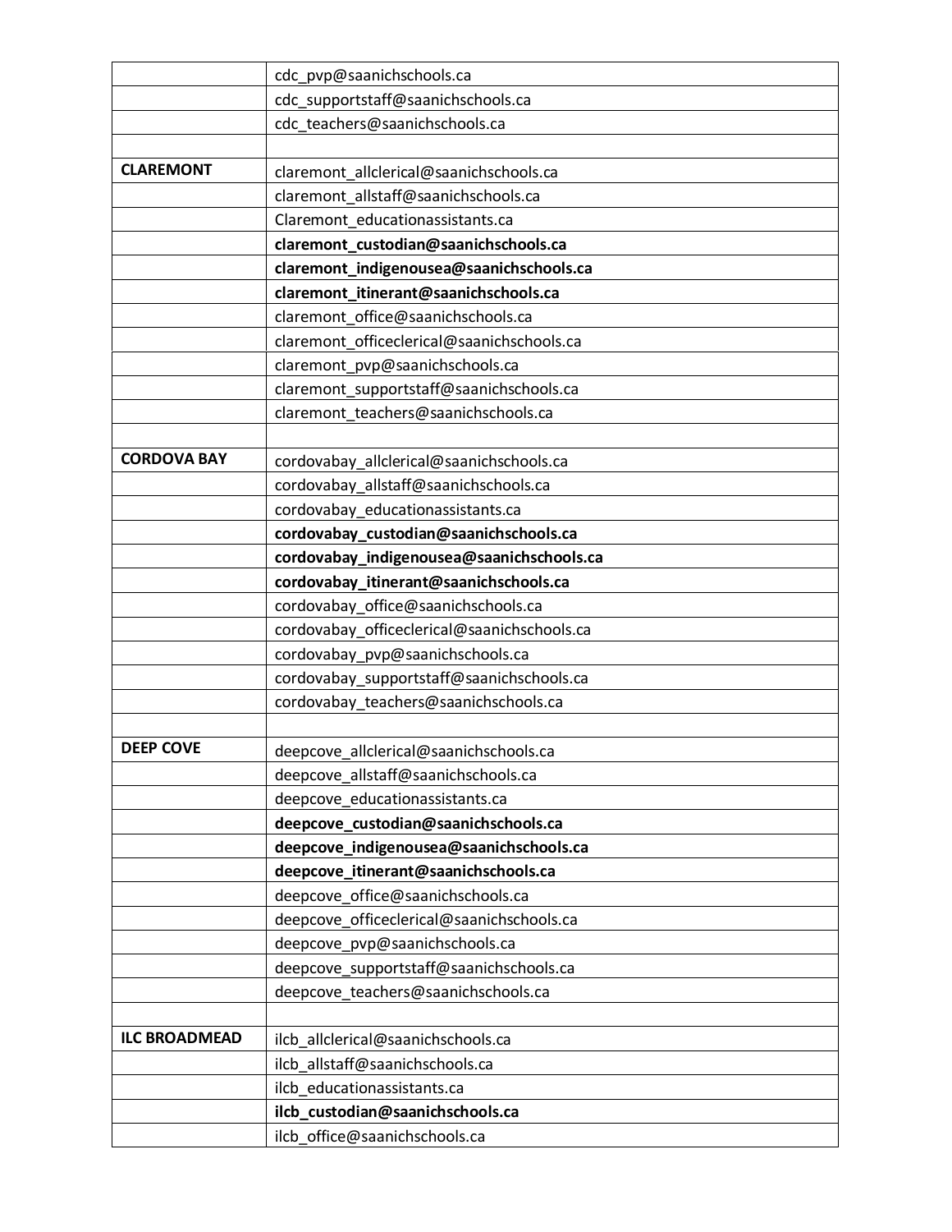| | |
|---|---|
| | cdc_pvp@saanichschools.ca |
| | cdc_supportstaff@saanichschools.ca |
| | cdc_teachers@saanichschools.ca |
| | |
| **CLAREMONT** | claremont_allclerical@saanichschools.ca |
| | claremont_allstaff@saanichschools.ca |
| | Claremont_educationassistants.ca |
| | **claremont_custodian@saanichschools.ca** |
| | **claremont_indigenousea@saanichschools.ca** |
| | **claremont_itinerant@saanichschools.ca** |
| | claremont_office@saanichschools.ca |
| | claremont_officeclerical@saanichschools.ca |
| | claremont_pvp@saanichschools.ca |
| | claremont_supportstaff@saanichschools.ca |
| | claremont_teachers@saanichschools.ca |
| | |
| **CORDOVA BAY** | cordovabay_allclerical@saanichschools.ca |
| | cordovabay_allstaff@saanichschools.ca |
| | cordovabay_educationassistants.ca |
| | **cordovabay_custodian@saanichschools.ca** |
| | **cordovabay_indigenousea@saanichschools.ca** |
| | **cordovabay_itinerant@saanichschools.ca** |
| | cordovabay_office@saanichschools.ca |
| | cordovabay_officeclerical@saanichschools.ca |
| | cordovabay_pvp@saanichschools.ca |
| | cordovabay_supportstaff@saanichschools.ca |
| | cordovabay_teachers@saanichschools.ca |
| | |
| **DEEP COVE** | deepcove_allclerical@saanichschools.ca |
| | deepcove_allstaff@saanichschools.ca |
| | deepcove_educationassistants.ca |
| | **deepcove_custodian@saanichschools.ca** |
| | **deepcove_indigenousea@saanichschools.ca** |
| | **deepcove_itinerant@saanichschools.ca** |
| | deepcove_office@saanichschools.ca |
| | deepcove_officeclerical@saanichschools.ca |
| | deepcove_pvp@saanichschools.ca |
| | deepcove_supportstaff@saanichschools.ca |
| | deepcove_teachers@saanichschools.ca |
| | |
| **ILC BROADMEAD** | ilcb_allclerical@saanichschools.ca |
| | ilcb_allstaff@saanichschools.ca |
| | ilcb_educationassistants.ca |
| | **ilcb_custodian@saanichschools.ca** |
| | ilcb_office@saanichschools.ca |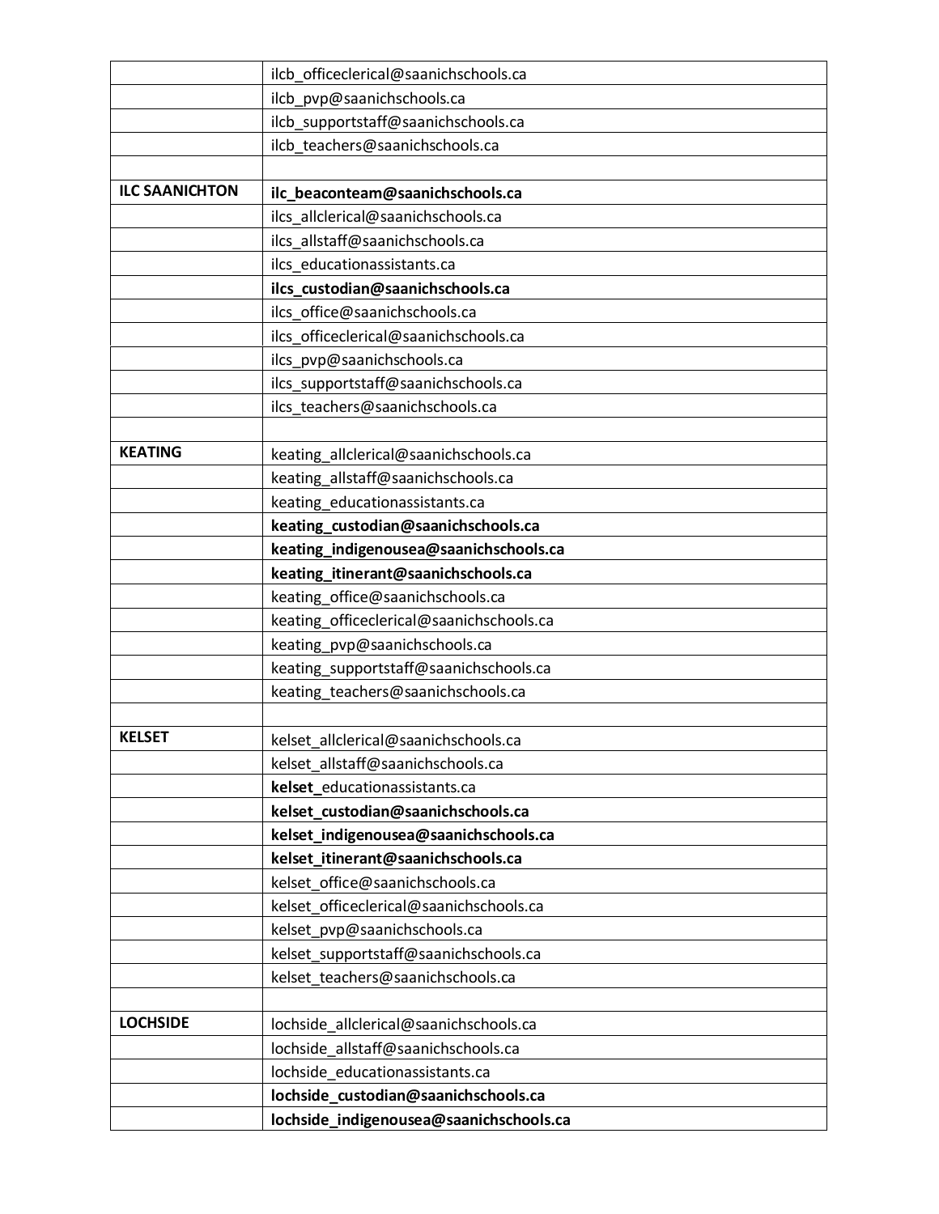| | |
|---|---|
| | ilcb_officeclerical@saanichschools.ca |
| | ilcb_pvp@saanichschools.ca |
| | ilcb_supportstaff@saanichschools.ca |
| | ilcb_teachers@saanichschools.ca |
| | |
| **ILC SAANICHTON** | **ilc_beaconteam@saanichschools.ca** |
| | ilcs_allclerical@saanichschools.ca |
| | ilcs_allstaff@saanichschools.ca |
| | ilcs_educationassistants.ca |
| | **ilcs_custodian@saanichschools.ca** |
| | ilcs_office@saanichschools.ca |
| | ilcs_officeclerical@saanichschools.ca |
| | ilcs_pvp@saanichschools.ca |
| | ilcs_supportstaff@saanichschools.ca |
| | ilcs_teachers@saanichschools.ca |
| | |
| **KEATING** | keating_allclerical@saanichschools.ca |
| | keating_allstaff@saanichschools.ca |
| | keating_educationassistants.ca |
| | **keating_custodian@saanichschools.ca** |
| | **keating_indigenousea@saanichschools.ca** |
| | **keating_itinerant@saanichschools.ca** |
| | keating_office@saanichschools.ca |
| | keating_officeclerical@saanichschools.ca |
| | keating_pvp@saanichschools.ca |
| | keating_supportstaff@saanichschools.ca |
| | keating_teachers@saanichschools.ca |
| | |
| **KELSET** | kelset_allclerical@saanichschools.ca |
| | kelset_allstaff@saanichschools.ca |
| | **kelset_**educationassistants.ca |
| | **kelset_custodian@saanichschools.ca** |
| | **kelset_indigenousea@saanichschools.ca** |
| | **kelset_itinerant@saanichschools.ca** |
| | kelset_office@saanichschools.ca |
| | kelset_officeclerical@saanichschools.ca |
| | kelset_pvp@saanichschools.ca |
| | kelset_supportstaff@saanichschools.ca |
| | kelset_teachers@saanichschools.ca |
| | |
| **LOCHSIDE** | lochside_allclerical@saanichschools.ca |
| | lochside_allstaff@saanichschools.ca |
| | lochside_educationassistants.ca |
| | **lochside_custodian@saanichschools.ca** |
| | **lochside_indigenousea@saanichschools.ca** |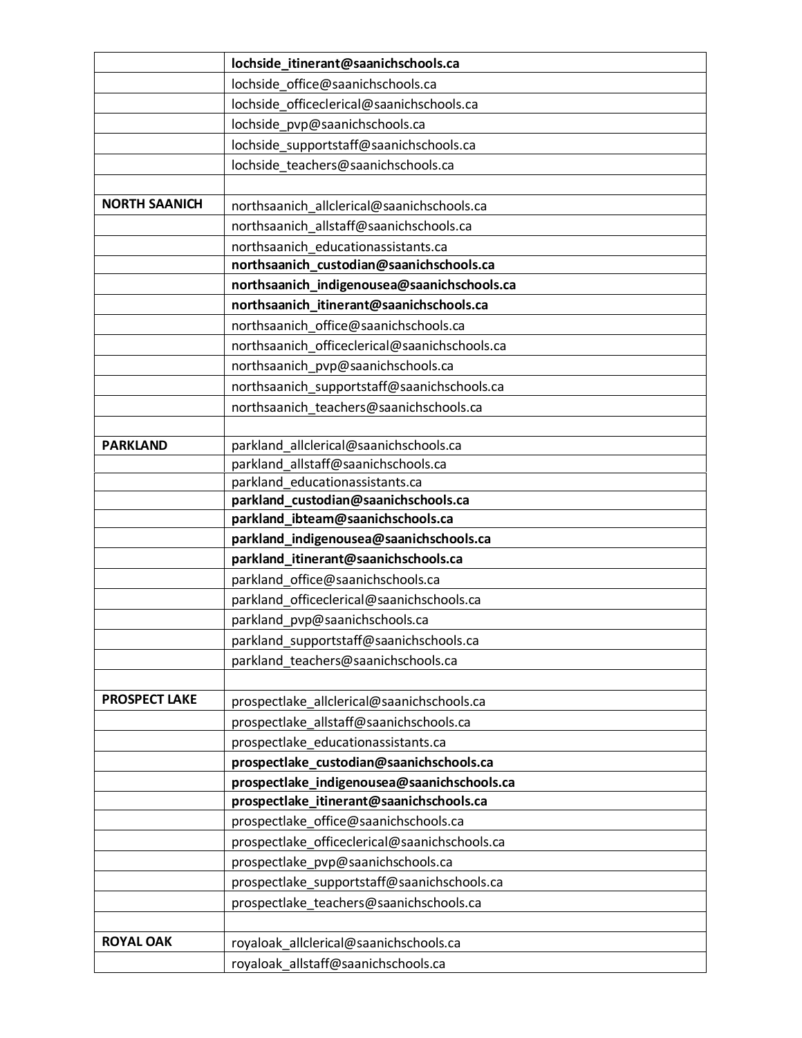| | |
|---|---|
| | **lochside_itinerant@saanichschools.ca** |
| | lochside_office@saanichschools.ca |
| | lochside_officeclerical@saanichschools.ca |
| | lochside_pvp@saanichschools.ca |
| | lochside_supportstaff@saanichschools.ca |
| | lochside_teachers@saanichschools.ca |
| | |
| **NORTH SAANICH** | northsaanich_allclerical@saanichschools.ca |
| | northsaanich_allstaff@saanichschools.ca |
| | northsaanich_educationassistants.ca |
| | **northsaanich_custodian@saanichschools.ca** |
| | **northsaanich_indigenousea@saanichschools.ca** |
| | **northsaanich_itinerant@saanichschools.ca** |
| | northsaanich_office@saanichschools.ca |
| | northsaanich_officeclerical@saanichschools.ca |
| | northsaanich_pvp@saanichschools.ca |
| | northsaanich_supportstaff@saanichschools.ca |
| | northsaanich_teachers@saanichschools.ca |
| | |
| **PARKLAND** | parkland_allclerical@saanichschools.ca |
| | parkland_allstaff@saanichschools.ca |
| | parkland_educationassistants.ca |
| | **parkland_custodian@saanichschools.ca** |
| | **parkland_ibteam@saanichschools.ca** |
| | **parkland_indigenousea@saanichschools.ca** |
| | **parkland_itinerant@saanichschools.ca** |
| | parkland_office@saanichschools.ca |
| | parkland_officeclerical@saanichschools.ca |
| | parkland_pvp@saanichschools.ca |
| | parkland_supportstaff@saanichschools.ca |
| | parkland_teachers@saanichschools.ca |
| | |
| **PROSPECT LAKE** | prospectlake_allclerical@saanichschools.ca |
| | prospectlake_allstaff@saanichschools.ca |
| | prospectlake_educationassistants.ca |
| | **prospectlake_custodian@saanichschools.ca** |
| | **prospectlake_indigenousea@saanichschools.ca** |
| | **prospectlake_itinerant@saanichschools.ca** |
| | prospectlake_office@saanichschools.ca |
| | prospectlake_officeclerical@saanichschools.ca |
| | prospectlake_pvp@saanichschools.ca |
| | prospectlake_supportstaff@saanichschools.ca |
| | prospectlake_teachers@saanichschools.ca |
| | |
| **ROYAL OAK** | royaloak_allclerical@saanichschools.ca |
| | royaloak_allstaff@saanichschools.ca |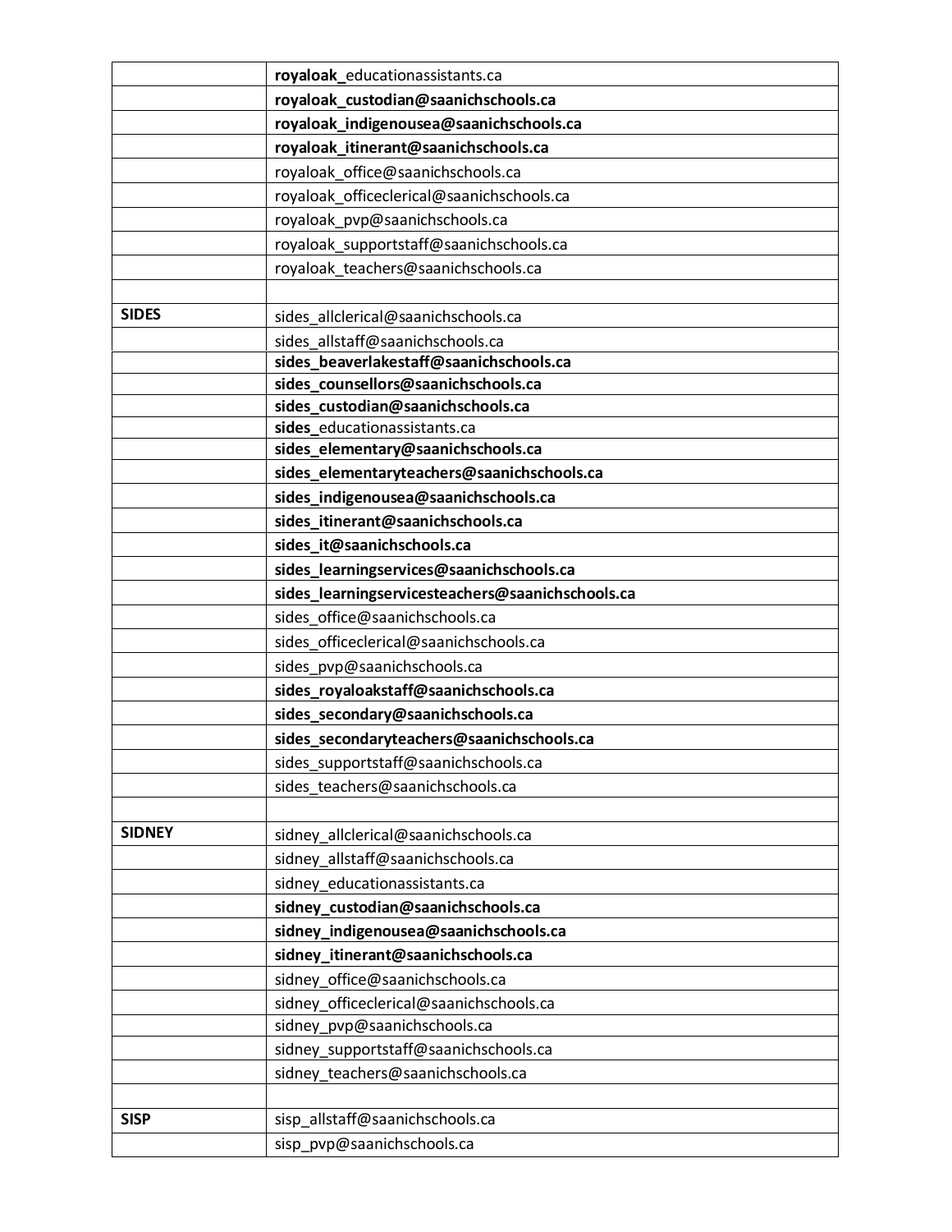| | |
|---|---|
| | **royaloak_**educationassistants.ca |
| | **royaloak_custodian@saanichschools.ca** |
| | **royaloak_indigenousea@saanichschools.ca** |
| | **royaloak_itinerant@saanichschools.ca** |
| | royaloak_office@saanichschools.ca |
| | royaloak_officeclerical@saanichschools.ca |
| | royaloak_pvp@saanichschools.ca |
| | royaloak_supportstaff@saanichschools.ca |
| | royaloak_teachers@saanichschools.ca |
| | |
| **SIDES** | sides_allclerical@saanichschools.ca |
| | sides_allstaff@saanichschools.ca |
| | **sides_beaverlakestaff@saanichschools.ca** |
| | **sides_counsellors@saanichschools.ca** |
| | **sides_custodian@saanichschools.ca** |
| | **sides_**educationassistants.ca |
| | **sides_elementary@saanichschools.ca** |
| | **sides_elementaryteachers@saanichschools.ca** |
| | **sides_indigenousea@saanichschools.ca** |
| | **sides_itinerant@saanichschools.ca** |
| | **sides_it@saanichschools.ca** |
| | **sides_learningservices@saanichschools.ca** |
| | **sides_learningservicesteachers@saanichschools.ca** |
| | sides_office@saanichschools.ca |
| | sides_officeclerical@saanichschools.ca |
| | sides_pvp@saanichschools.ca |
| | **sides_royaloakstaff@saanichschools.ca** |
| | **sides_secondary@saanichschools.ca** |
| | **sides_secondaryteachers@saanichschools.ca** |
| | sides_supportstaff@saanichschools.ca |
| | sides_teachers@saanichschools.ca |
| | |
| **SIDNEY** | sidney_allclerical@saanichschools.ca |
| | sidney_allstaff@saanichschools.ca |
| | sidney_educationassistants.ca |
| | **sidney_custodian@saanichschools.ca** |
| | **sidney_indigenousea@saanichschools.ca** |
| | **sidney_itinerant@saanichschools.ca** |
| | sidney_office@saanichschools.ca |
| | sidney_officeclerical@saanichschools.ca |
| | sidney_pvp@saanichschools.ca |
| | sidney_supportstaff@saanichschools.ca |
| | sidney_teachers@saanichschools.ca |
| | |
| **SISP** | sisp_allstaff@saanichschools.ca |
| | sisp_pvp@saanichschools.ca |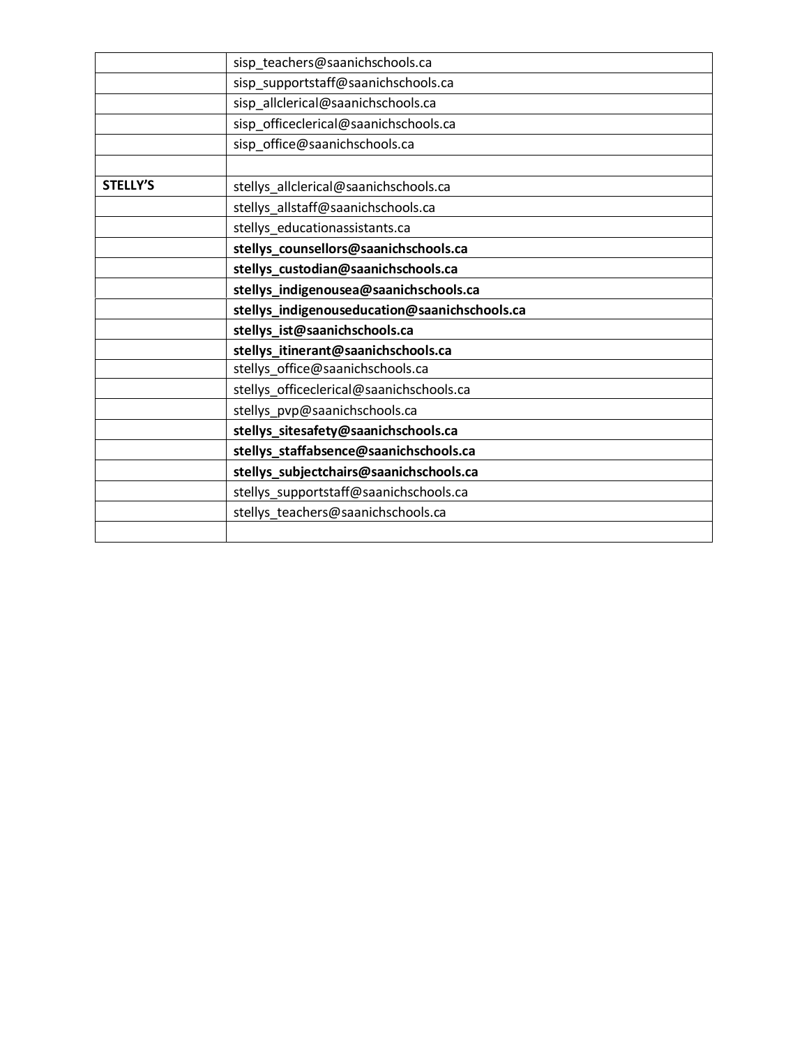| | |
|---|---|
| | sisp_teachers@saanichschools.ca |
| | sisp_supportstaff@saanichschools.ca |
| | sisp_allclerical@saanichschools.ca |
| | sisp_officeclerical@saanichschools.ca |
| | sisp_office@saanichschools.ca |
| | |
| **STELLY'S** | stellys_allclerical@saanichschools.ca |
| | stellys_allstaff@saanichschools.ca |
| | stellys_educationassistants.ca |
| | **stellys_counsellors@saanichschools.ca** |
| | **stellys_custodian@saanichschools.ca** |
| | **stellys_indigenousea@saanichschools.ca** |
| | **stellys_indigenouseducation@saanichschools.ca** |
| | **stellys_ist@saanichschools.ca** |
| | **stellys_itinerant@saanichschools.ca** |
| | stellys_office@saanichschools.ca |
| | stellys_officeclerical@saanichschools.ca |
| | stellys_pvp@saanichschools.ca |
| | **stellys_sitesafety@saanichschools.ca** |
| | **stellys_staffabsence@saanichschools.ca** |
| | **stellys_subjectchairs@saanichschools.ca** |
| | stellys_supportstaff@saanichschools.ca |
| | stellys_teachers@saanichschools.ca |
| | |